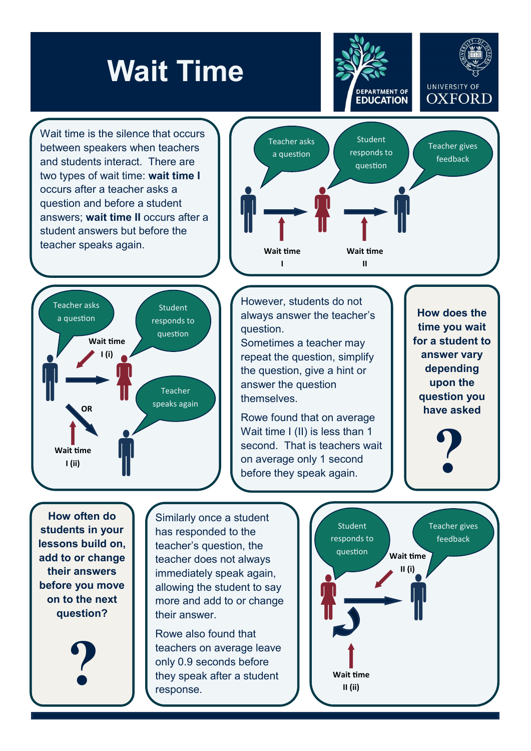# Wait Time

DEPARTMENT OF EDUCATION

UNIVERSITY OF OXFORD

Wait time is the silence that occurs between speakers when teachers and students interact. There are two types of wait time: **wait time I** occurs after a teacher asks a question and before a student answers; **wait time II** occurs after a student answers but before the teacher speaks again.

Teacher asks a question → Student responds to question → Teacher gives feedback

Wait time I

Wait time II

Teacher asks a question

Student responds to question

Wait time I (i)

OR

Teacher speaks again

Wait time I (ii)

However, students do not always answer the teacher's question.
Sometimes a teacher may repeat the question, simplify the question, give a hint or answer the question themselves.

Rowe found that on average Wait time I (II) is less than 1 second. That is teachers wait on average only 1 second before they speak again.

**How does the time you wait for a student to answer vary depending upon the question you have asked**

**?**

**How often do students in your lessons build on, add to or change their answers before you move on to the next question?**

**?**

Similarly once a student has responded to the teacher's question, the teacher does not always immediately speak again, allowing the student to say more and add to or change their answer.

Rowe also found that teachers on average leave only 0.9 seconds before they speak after a student response.

Student responds to question

Teacher gives feedback

Wait time II (i)

Wait time II (ii)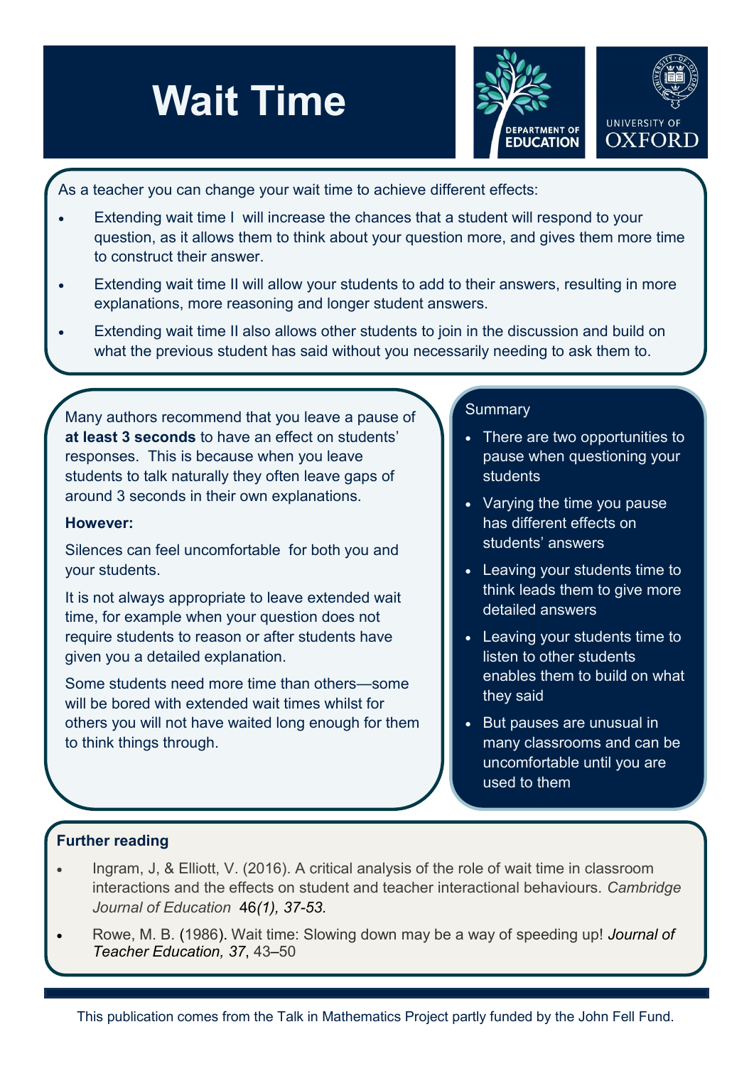# Wait Time

DEPARTMENT OF EDUCATION

UNIVERSITY OF OXFORD

As a teacher you can change your wait time to achieve different effects:

- Extending wait time I will increase the chances that a student will respond to your question, as it allows them to think about your question more, and gives them more time to construct their answer.
- Extending wait time II will allow your students to add to their answers, resulting in more explanations, more reasoning and longer student answers.
- Extending wait time II also allows other students to join in the discussion and build on what the previous student has said without you necessarily needing to ask them to.

Many authors recommend that you leave a pause of **at least 3 seconds** to have an effect on students' responses. This is because when you leave students to talk naturally they often leave gaps of around 3 seconds in their own explanations.

**However:**

Silences can feel uncomfortable for both you and your students.

It is not always appropriate to leave extended wait time, for example when your question does not require students to reason or after students have given you a detailed explanation.

Some students need more time than others—some will be bored with extended wait times whilst for others you will not have waited long enough for them to think things through.

Summary

- There are two opportunities to pause when questioning your students
- Varying the time you pause has different effects on students' answers
- Leaving your students time to think leads them to give more detailed answers
- Leaving your students time to listen to other students enables them to build on what they said
- But pauses are unusual in many classrooms and can be uncomfortable until you are used to them

**Further reading**

- Ingram, J, & Elliott, V. (2016). A critical analysis of the role of wait time in classroom interactions and the effects on student and teacher interactional behaviours. *Cambridge Journal of Education* 46*(1), 37-53.*
- Rowe, M. B. (1986). Wait time: Slowing down may be a way of speeding up! *Journal of Teacher Education, 37*, 43–50

This publication comes from the Talk in Mathematics Project partly funded by the John Fell Fund.